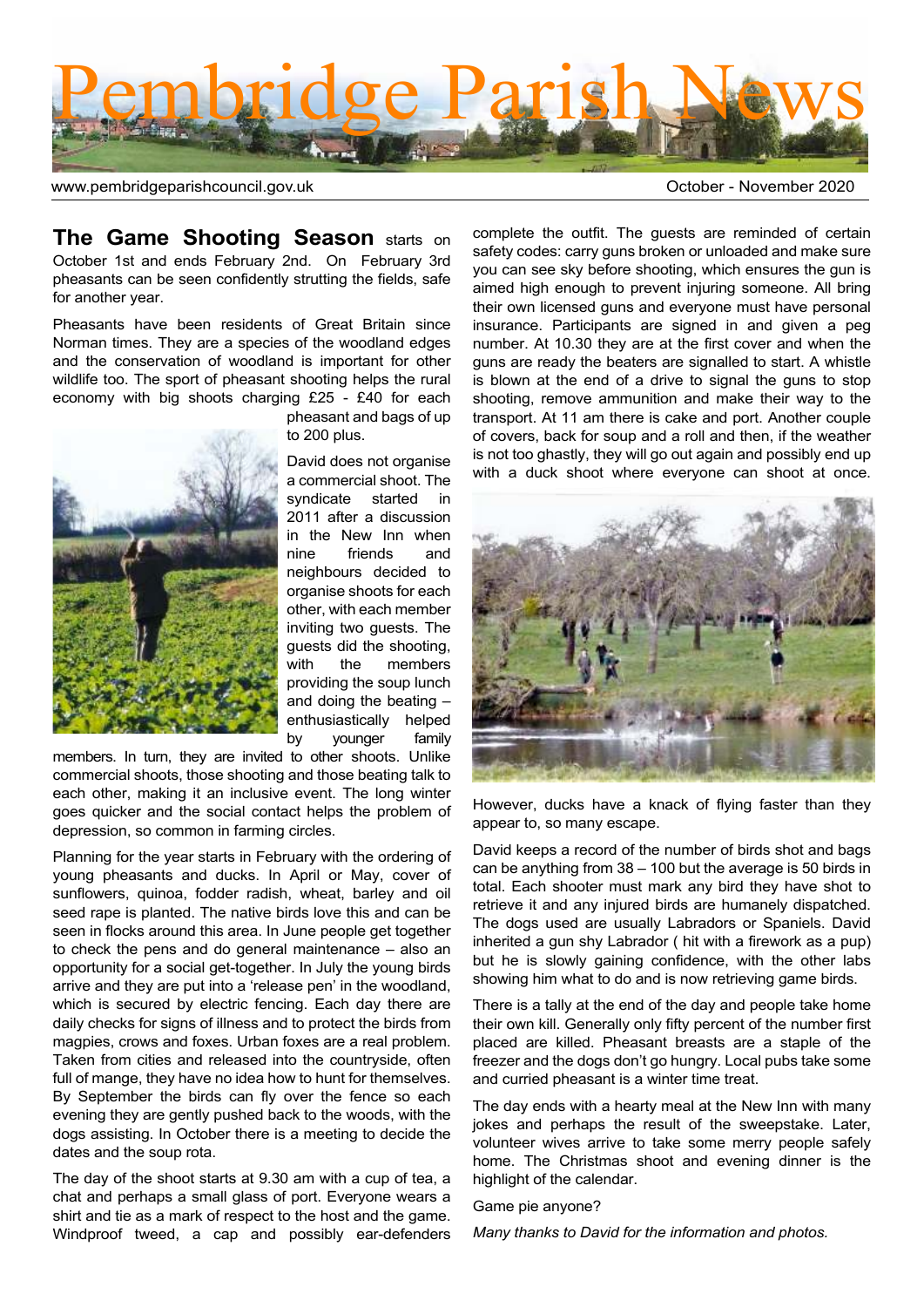# Pembridge Parish News

www.pembridgeparishcouncil.gov.uk

October - November 2020

**The Game Shooting Season** starts on October 1st and ends February 2nd. On February 3rd pheasants can be seen confidently strutting the fields, safe for another year.

Pheasants have been residents of Great Britain since Norman times. They are a species of the woodland edges and the conservation of woodland is important for other wildlife too. The sport of pheasant shooting helps the rural economy with big shoots charging £25 - £40 for each pheasant and bags of up to 200 plus.

David does not organise a commercial shoot. The syndicate started in 2011 after a discussion in the New Inn when nine friends and neighbours decided to organise shoots for each other, with each member inviting two guests. The guests did the shooting, with the members providing the soup lunch and doing the beating – enthusiastically helped by younger family members. In turn, they are invited to other shoots. Unlike commercial shoots, those shooting and those beating talk to each other, making it an inclusive event. The long winter goes quicker and the social contact helps the problem of depression, so common in farming circles.

Planning for the year starts in February with the ordering of young pheasants and ducks. In April or May, cover of sunflowers, quinoa, fodder radish, wheat, barley and oil seed rape is planted. The native birds love this and can be seen in flocks around this area. In June people get together to check the pens and do general maintenance – also an opportunity for a social get-together. In July the young birds arrive and they are put into a 'release pen' in the woodland, which is secured by electric fencing. Each day there are daily checks for signs of illness and to protect the birds from magpies, crows and foxes. Urban foxes are a real problem. Taken from cities and released into the countryside, often full of mange, they have no idea how to hunt for themselves. By September the birds can fly over the fence so each evening they are gently pushed back to the woods, with the dogs assisting. In October there is a meeting to decide the dates and the soup rota.

The day of the shoot starts at 9.30 am with a cup of tea, a chat and perhaps a small glass of port. Everyone wears a shirt and tie as a mark of respect to the host and the game. Windproof tweed, a cap and possibly ear-defenders complete the outfit. The guests are reminded of certain safety codes: carry guns broken or unloaded and make sure you can see sky before shooting, which ensures the gun is aimed high enough to prevent injuring someone. All bring their own licensed guns and everyone must have personal insurance. Participants are signed in and given a peg number. At 10.30 they are at the first cover and when the guns are ready the beaters are signalled to start. A whistle is blown at the end of a drive to signal the guns to stop shooting, remove ammunition and make their way to the transport. At 11 am there is cake and port. Another couple of covers, back for soup and a roll and then, if the weather is not too ghastly, they will go out again and possibly end up with a duck shoot where everyone can shoot at once.

However, ducks have a knack of flying faster than they appear to, so many escape.

David keeps a record of the number of birds shot and bags can be anything from 38 – 100 but the average is 50 birds in total. Each shooter must mark any bird they have shot to retrieve it and any injured birds are humanely dispatched. The dogs used are usually Labradors or Spaniels. David inherited a gun shy Labrador ( hit with a firework as a pup) but he is slowly gaining confidence, with the other labs showing him what to do and is now retrieving game birds.

There is a tally at the end of the day and people take home their own kill. Generally only fifty percent of the number first placed are killed. Pheasant breasts are a staple of the freezer and the dogs don't go hungry. Local pubs take some and curried pheasant is a winter time treat.

The day ends with a hearty meal at the New Inn with many jokes and perhaps the result of the sweepstake. Later, volunteer wives arrive to take some merry people safely home. The Christmas shoot and evening dinner is the highlight of the calendar.

Game pie anyone?

*Many thanks to David for the information and photos.*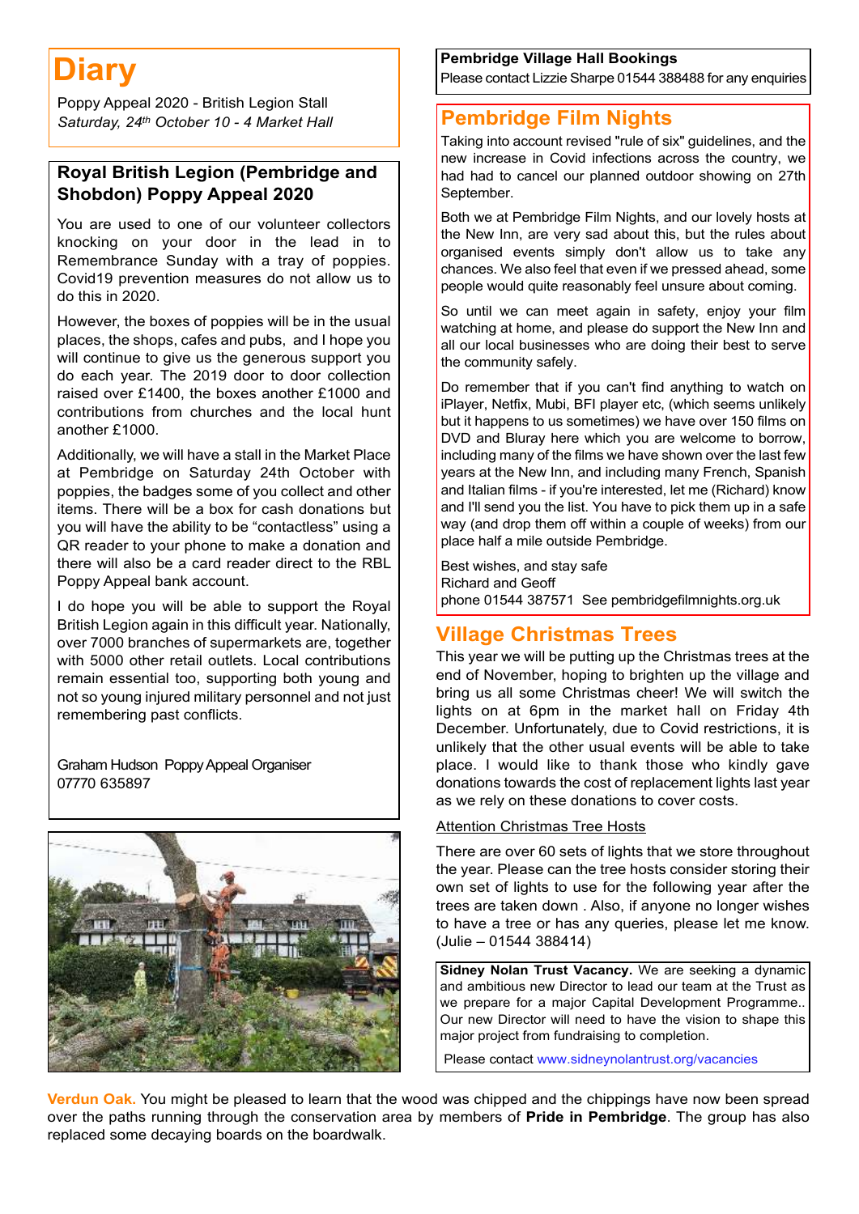# Diary

Poppy Appeal 2020 - British Legion Stall
*Saturday, 24th October 10 - 4 Market Hall*

## Royal British Legion (Pembridge and Shobdon) Poppy Appeal 2020

You are used to one of our volunteer collectors knocking on your door in the lead in to Remembrance Sunday with a tray of poppies. Covid19 prevention measures do not allow us to do this in 2020.

However, the boxes of poppies will be in the usual places, the shops, cafes and pubs, and I hope you will continue to give us the generous support you do each year. The 2019 door to door collection raised over £1400, the boxes another £1000 and contributions from churches and the local hunt another £1000.

Additionally, we will have a stall in the Market Place at Pembridge on Saturday 24th October with poppies, the badges some of you collect and other items. There will be a box for cash donations but you will have the ability to be "contactless" using a QR reader to your phone to make a donation and there will also be a card reader direct to the RBL Poppy Appeal bank account.

I do hope you will be able to support the Royal British Legion again in this difficult year. Nationally, over 7000 branches of supermarkets are, together with 5000 other retail outlets. Local contributions remain essential too, supporting both young and not so young injured military personnel and not just remembering past conflicts.

Graham Hudson Poppy Appeal Organiser
07770 635897

**Pembridge Village Hall Bookings**
Please contact Lizzie Sharpe 01544 388488 for any enquiries

## Pembridge Film Nights

Taking into account revised "rule of six" guidelines, and the new increase in Covid infections across the country, we had had to cancel our planned outdoor showing on 27th September.

Both we at Pembridge Film Nights, and our lovely hosts at the New Inn, are very sad about this, but the rules about organised events simply don't allow us to take any chances. We also feel that even if we pressed ahead, some people would quite reasonably feel unsure about coming.

So until we can meet again in safety, enjoy your film watching at home, and please do support the New Inn and all our local businesses who are doing their best to serve the community safely.

Do remember that if you can't find anything to watch on iPlayer, Netfix, Mubi, BFI player etc, (which seems unlikely but it happens to us sometimes) we have over 150 films on DVD and Bluray here which you are welcome to borrow, including many of the films we have shown over the last few years at the New Inn, and including many French, Spanish and Italian films - if you're interested, let me (Richard) know and I'll send you the list. You have to pick them up in a safe way (and drop them off within a couple of weeks) from our place half a mile outside Pembridge.

Best wishes, and stay safe
Richard and Geoff
phone 01544 387571 See pembridgefilmnights.org.uk

## Village Christmas Trees

This year we will be putting up the Christmas trees at the end of November, hoping to brighten up the village and bring us all some Christmas cheer! We will switch the lights on at 6pm in the market hall on Friday 4th December. Unfortunately, due to Covid restrictions, it is unlikely that the other usual events will be able to take place. I would like to thank those who kindly gave donations towards the cost of replacement lights last year as we rely on these donations to cover costs.

Attention Christmas Tree Hosts

There are over 60 sets of lights that we store throughout the year. Please can the tree hosts consider storing their own set of lights to use for the following year after the trees are taken down . Also, if anyone no longer wishes to have a tree or has any queries, please let me know. (Julie – 01544 388414)

**Sidney Nolan Trust Vacancy.** We are seeking a dynamic and ambitious new Director to lead our team at the Trust as we prepare for a major Capital Development Programme.. Our new Director will need to have the vision to shape this major project from fundraising to completion.

Please contact www.sidneynolantrust.org/vacancies

**Verdun Oak.** You might be pleased to learn that the wood was chipped and the chippings have now been spread over the paths running through the conservation area by members of **Pride in Pembridge**. The group has also replaced some decaying boards on the boardwalk.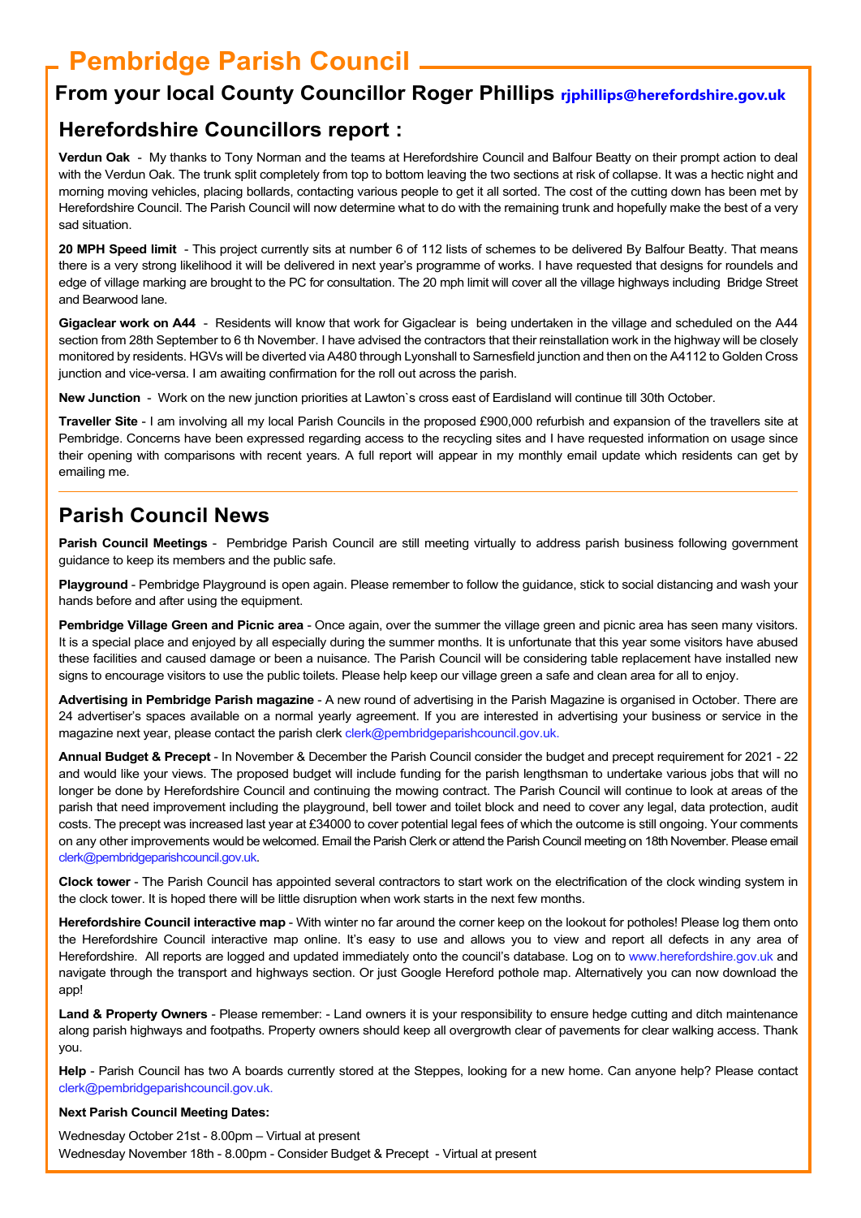# Pembridge Parish Council

## From your local County Councillor Roger Phillips rjphillips@herefordshire.gov.uk

## Herefordshire Councillors report :

**Verdun Oak** - My thanks to Tony Norman and the teams at Herefordshire Council and Balfour Beatty on their prompt action to deal with the Verdun Oak. The trunk split completely from top to bottom leaving the two sections at risk of collapse. It was a hectic night and morning moving vehicles, placing bollards, contacting various people to get it all sorted. The cost of the cutting down has been met by Herefordshire Council. The Parish Council will now determine what to do with the remaining trunk and hopefully make the best of a very sad situation.

**20 MPH Speed limit** - This project currently sits at number 6 of 112 lists of schemes to be delivered By Balfour Beatty. That means there is a very strong likelihood it will be delivered in next year's programme of works. I have requested that designs for roundels and edge of village marking are brought to the PC for consultation. The 20 mph limit will cover all the village highways including Bridge Street and Bearwood lane.

**Gigaclear work on A44** - Residents will know that work for Gigaclear is being undertaken in the village and scheduled on the A44 section from 28th September to 6 th November. I have advised the contractors that their reinstallation work in the highway will be closely monitored by residents. HGVs will be diverted via A480 through Lyonshall to Sarnesfield junction and then on the A4112 to Golden Cross junction and vice-versa. I am awaiting confirmation for the roll out across the parish.

**New Junction** - Work on the new junction priorities at Lawton`s cross east of Eardisland will continue till 30th October.

**Traveller Site** - I am involving all my local Parish Councils in the proposed £900,000 refurbish and expansion of the travellers site at Pembridge. Concerns have been expressed regarding access to the recycling sites and I have requested information on usage since their opening with comparisons with recent years. A full report will appear in my monthly email update which residents can get by emailing me.

---

## Parish Council News

**Parish Council Meetings** - Pembridge Parish Council are still meeting virtually to address parish business following government guidance to keep its members and the public safe.

**Playground** - Pembridge Playground is open again. Please remember to follow the guidance, stick to social distancing and wash your hands before and after using the equipment.

**Pembridge Village Green and Picnic area** - Once again, over the summer the village green and picnic area has seen many visitors. It is a special place and enjoyed by all especially during the summer months. It is unfortunate that this year some visitors have abused these facilities and caused damage or been a nuisance. The Parish Council will be considering table replacement have installed new signs to encourage visitors to use the public toilets. Please help keep our village green a safe and clean area for all to enjoy.

**Advertising in Pembridge Parish magazine** - A new round of advertising in the Parish Magazine is organised in October. There are 24 advertiser's spaces available on a normal yearly agreement. If you are interested in advertising your business or service in the magazine next year, please contact the parish clerk clerk@pembridgeparishcouncil.gov.uk.

**Annual Budget & Precept** - In November & December the Parish Council consider the budget and precept requirement for 2021 - 22 and would like your views. The proposed budget will include funding for the parish lengthsman to undertake various jobs that will no longer be done by Herefordshire Council and continuing the mowing contract. The Parish Council will continue to look at areas of the parish that need improvement including the playground, bell tower and toilet block and need to cover any legal, data protection, audit costs. The precept was increased last year at £34000 to cover potential legal fees of which the outcome is still ongoing. Your comments on any other improvements would be welcomed. Email the Parish Clerk or attend the Parish Council meeting on 18th November. Please email clerk@pembridgeparishcouncil.gov.uk.

**Clock tower** - The Parish Council has appointed several contractors to start work on the electrification of the clock winding system in the clock tower. It is hoped there will be little disruption when work starts in the next few months.

**Herefordshire Council interactive map** - With winter no far around the corner keep on the lookout for potholes! Please log them onto the Herefordshire Council interactive map online. It's easy to use and allows you to view and report all defects in any area of Herefordshire. All reports are logged and updated immediately onto the council's database. Log on to www.herefordshire.gov.uk and navigate through the transport and highways section. Or just Google Hereford pothole map. Alternatively you can now download the app!

**Land & Property Owners** - Please remember: - Land owners it is your responsibility to ensure hedge cutting and ditch maintenance along parish highways and footpaths. Property owners should keep all overgrowth clear of pavements for clear walking access. Thank you.

**Help** - Parish Council has two A boards currently stored at the Steppes, looking for a new home. Can anyone help? Please contact clerk@pembridgeparishcouncil.gov.uk.

**Next Parish Council Meeting Dates:**

Wednesday October 21st - 8.00pm – Virtual at present
Wednesday November 18th - 8.00pm - Consider Budget & Precept - Virtual at present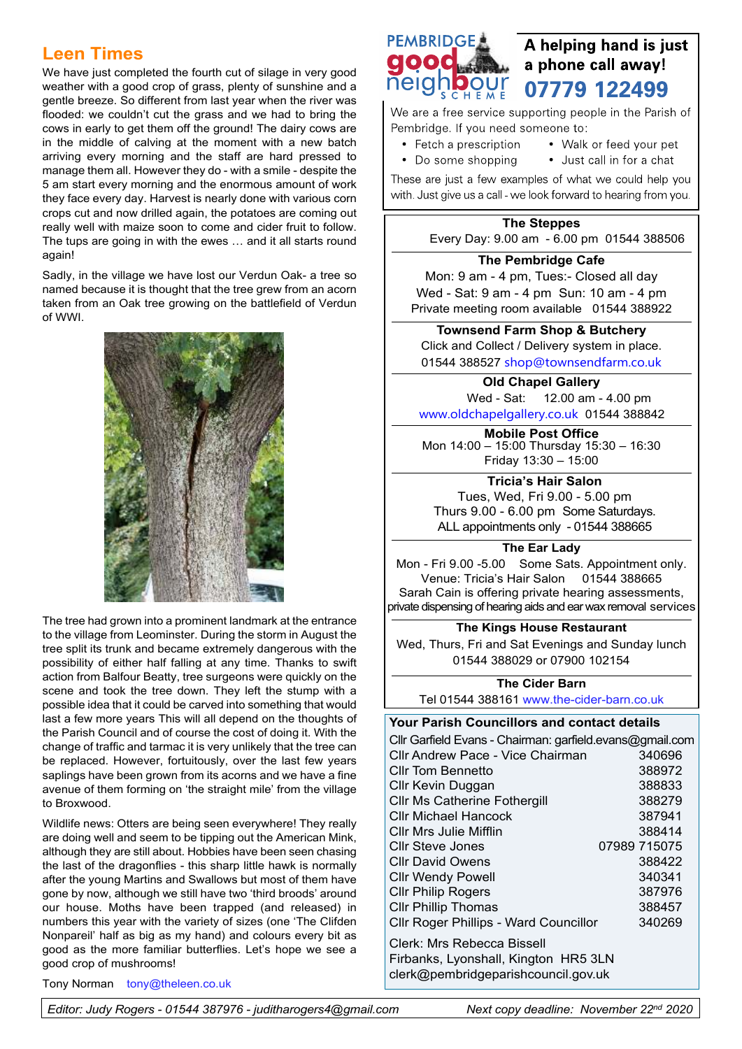## Leen Times

We have just completed the fourth cut of silage in very good weather with a good crop of grass, plenty of sunshine and a gentle breeze. So different from last year when the river was flooded: we couldn't cut the grass and we had to bring the cows in early to get them off the ground! The dairy cows are in the middle of calving at the moment with a new batch arriving every morning and the staff are hard pressed to manage them all. However they do - with a smile - despite the 5 am start every morning and the enormous amount of work they face every day. Harvest is nearly done with various corn crops cut and now drilled again, the potatoes are coming out really well with maize soon to come and cider fruit to follow. The tups are going in with the ewes … and it all starts round again!

Sadly, in the village we have lost our Verdun Oak- a tree so named because it is thought that the tree grew from an acorn taken from an Oak tree growing on the battlefield of Verdun of WWI.

The tree had grown into a prominent landmark at the entrance to the village from Leominster. During the storm in August the tree split its trunk and became extremely dangerous with the possibility of either half falling at any time. Thanks to swift action from Balfour Beatty, tree surgeons were quickly on the scene and took the tree down. They left the stump with a possible idea that it could be carved into something that would last a few more years This will all depend on the thoughts of the Parish Council and of course the cost of doing it. With the change of traffic and tarmac it is very unlikely that the tree can be replaced. However, fortuitously, over the last few years saplings have been grown from its acorns and we have a fine avenue of them forming on 'the straight mile' from the village to Broxwood.

Wildlife news: Otters are being seen everywhere! They really are doing well and seem to be tipping out the American Mink, although they are still about. Hobbies have been seen chasing the last of the dragonflies - this sharp little hawk is normally after the young Martins and Swallows but most of them have gone by now, although we still have two 'third broods' around our house. Moths have been trapped (and released) in numbers this year with the variety of sizes (one 'The Clifden Nonpareil' half as big as my hand) and colours every bit as good as the more familiar butterflies. Let's hope we see a good crop of mushrooms!

Tony Norman tony@theleen.co.uk

---

**PEMBRIDGE good neighbour SCHEME**

**A helping hand is just a phone call away!**

**07779 122499**

We are a free service supporting people in the Parish of Pembridge. If you need someone to:

- Fetch a prescription
- Walk or feed your pet
- Do some shopping
- Just call in for a chat

These are just a few examples of what we could help you with. Just give us a call - we look forward to hearing from you.

---

**The Steppes**
Every Day: 9.00 am - 6.00 pm 01544 388506

**The Pembridge Cafe**
Mon: 9 am - 4 pm, Tues:- Closed all day
Wed - Sat: 9 am - 4 pm Sun: 10 am - 4 pm
Private meeting room available 01544 388922

**Townsend Farm Shop & Butchery**
Click and Collect / Delivery system in place.
01544 388527 shop@townsendfarm.co.uk

**Old Chapel Gallery**
Wed - Sat: 12.00 am - 4.00 pm
www.oldchapelgallery.co.uk 01544 388842

**Mobile Post Office**
Mon 14:00 – 15:00 Thursday 15:30 – 16:30
Friday 13:30 – 15:00

**Tricia's Hair Salon**
Tues, Wed, Fri 9.00 - 5.00 pm
Thurs 9.00 - 6.00 pm Some Saturdays.
ALL appointments only - 01544 388665

**The Ear Lady**
Mon - Fri 9.00 -5.00 Some Sats. Appointment only.
Venue: Tricia's Hair Salon 01544 388665
Sarah Cain is offering private hearing assessments, private dispensing of hearing aids and ear wax removal services

**The Kings House Restaurant**
Wed, Thurs, Fri and Sat Evenings and Sunday lunch
01544 388029 or 07900 102154

**The Cider Barn**
Tel 01544 388161 www.the-cider-barn.co.uk

---

**Your Parish Councillors and contact details**

Cllr Garfield Evans - Chairman: garfield.evans@gmail.com

| | |
|---|---|
| Cllr Andrew Pace - Vice Chairman | 340696 |
| Cllr Tom Bennetto | 388972 |
| Cllr Kevin Duggan | 388833 |
| Cllr Ms Catherine Fothergill | 388279 |
| Cllr Michael Hancock | 387941 |
| Cllr Mrs Julie Mifflin | 388414 |
| Cllr Steve Jones | 07989 715075 |
| Cllr David Owens | 388422 |
| Cllr Wendy Powell | 340341 |
| Cllr Philip Rogers | 387976 |
| Cllr Phillip Thomas | 388457 |
| Cllr Roger Phillips - Ward Councillor | 340269 |

Clerk: Mrs Rebecca Bissell
Firbanks, Lyonshall, Kington HR5 3LN
clerk@pembridgeparishcouncil.gov.uk

---

*Editor: Judy Rogers - 01544 387976 - juditharogers4@gmail.com* *Next copy deadline: November 22nd 2020*